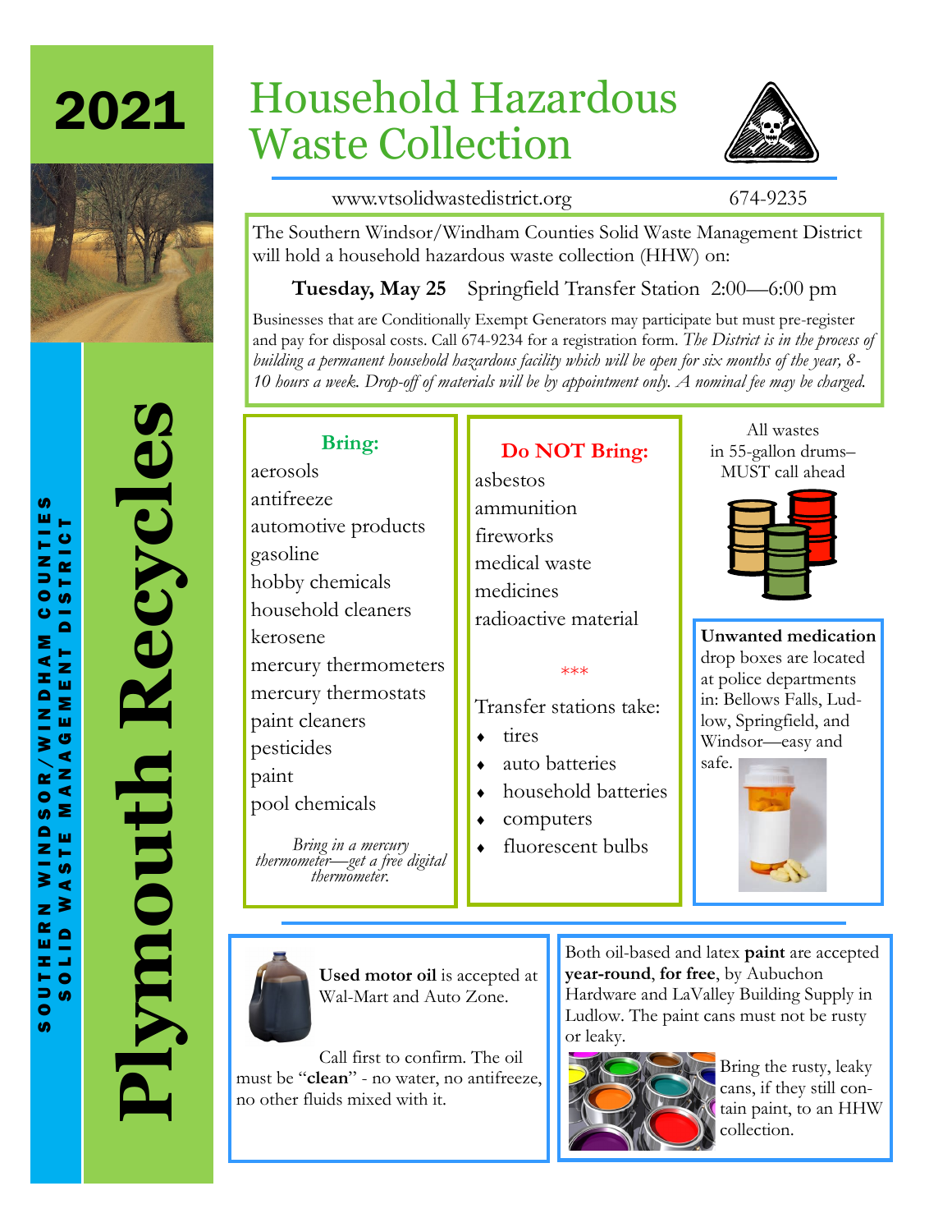# 2021

**Southern Windsor/Windham Counties Solid Waste Management District**

# Plymouth Recycles

# Household Hazardous Waste Collection

www.vtsolidwastedistrict.org 674-9235

The Southern Windsor/Windham Counties Solid Waste Management District will hold a household hazardous waste collection (HHW) on:

**Tuesday, May 25** Springfield Transfer Station 2:00—6:00 pm

Businesses that are Conditionally Exempt Generators may participate but must pre-register and pay for disposal costs. Call 674-9234 for a registration form. *The District is in the process of building a permanent household hazardous facility which will be open for six months of the year, 8-10 hours a week. Drop-off of materials will be by appointment only. A nominal fee may be charged.*

## Bring:

- aerosols
- antifreeze
- automotive products
- gasoline
- hobby chemicals
- household cleaners
- kerosene
- mercury thermometers
- mercury thermostats
- paint cleaners
- pesticides
- paint
- pool chemicals

*Bring in a mercury thermometer—get a free digital thermometer.*

## Do NOT Bring:

- asbestos
- ammunition
- fireworks
- medical waste
- medicines
- radioactive material

\*\*\*

Transfer stations take:

- tires
- auto batteries
- household batteries
- computers
- fluorescent bulbs

All wastes in 55-gallon drums– MUST call ahead

**Unwanted medication** drop boxes are located at police departments in: Bellows Falls, Ludlow, Springfield, and Windsor—easy and safe.

**Used motor oil** is accepted at Wal-Mart and Auto Zone.

Call first to confirm. The oil must be "**clean**" - no water, no antifreeze, no other fluids mixed with it.

Both oil-based and latex **paint** are accepted **year-round**, **for free**, by Aubuchon Hardware and LaValley Building Supply in Ludlow. The paint cans must not be rusty or leaky.

Bring the rusty, leaky cans, if they still contain paint, to an HHW collection.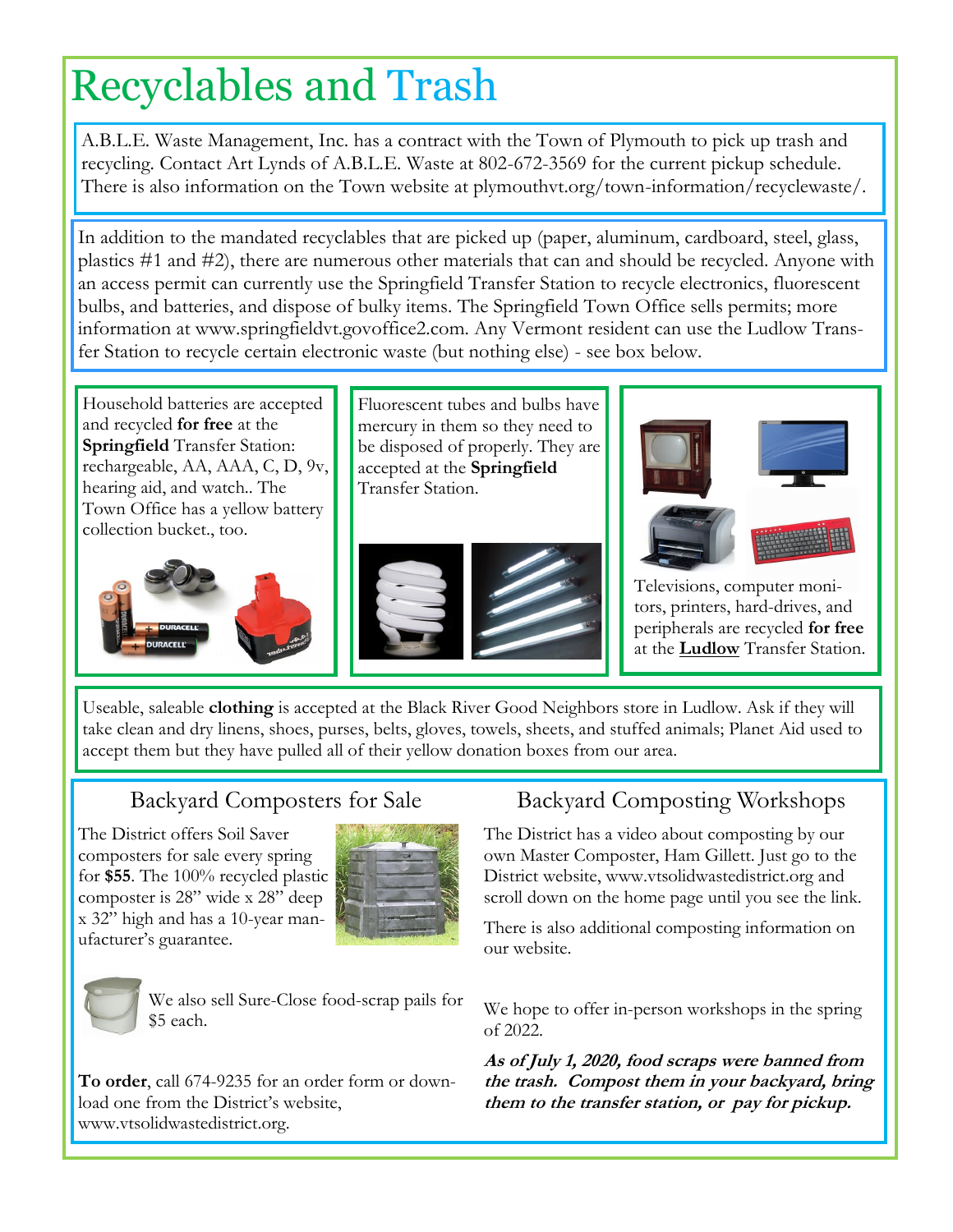# Recyclables and Trash

A.B.L.E. Waste Management, Inc. has a contract with the Town of Plymouth to pick up trash and recycling. Contact Art Lynds of A.B.L.E. Waste at 802-672-3569 for the current pickup schedule. There is also information on the Town website at plymouthvt.org/town-information/recyclewaste/.

In addition to the mandated recyclables that are picked up (paper, aluminum, cardboard, steel, glass, plastics #1 and #2), there are numerous other materials that can and should be recycled. Anyone with an access permit can currently use the Springfield Transfer Station to recycle electronics, fluorescent bulbs, and batteries, and dispose of bulky items. The Springfield Town Office sells permits; more information at www.springfieldvt.govoffice2.com. Any Vermont resident can use the Ludlow Transfer Station to recycle certain electronic waste (but nothing else) - see box below.

Household batteries are accepted and recycled **for free** at the **Springfield** Transfer Station: rechargeable, AA, AAA, C, D, 9v, hearing aid, and watch.. The Town Office has a yellow battery collection bucket., too.

Fluorescent tubes and bulbs have mercury in them so they need to be disposed of properly. They are accepted at the **Springfield** Transfer Station.

Televisions, computer monitors, printers, hard-drives, and peripherals are recycled **for free** at the **Ludlow** Transfer Station.

Useable, saleable **clothing** is accepted at the Black River Good Neighbors store in Ludlow. Ask if they will take clean and dry linens, shoes, purses, belts, gloves, towels, sheets, and stuffed animals; Planet Aid used to accept them but they have pulled all of their yellow donation boxes from our area.

## Backyard Composters for Sale

The District offers Soil Saver composters for sale every spring for **$55**. The 100% recycled plastic composter is 28" wide x 28" deep x 32" high and has a 10-year manufacturer's guarantee.

We also sell Sure-Close food-scrap pails for $5 each.

**To order**, call 674-9235 for an order form or download one from the District's website, www.vtsolidwastedistrict.org.

## Backyard Composting Workshops

The District has a video about composting by our own Master Composter, Ham Gillett. Just go to the District website, www.vtsolidwastedistrict.org and scroll down on the home page until you see the link.

There is also additional composting information on our website.

We hope to offer in-person workshops in the spring of 2022.

***As of July 1, 2020, food scraps were banned from the trash. Compost them in your backyard, bring them to the transfer station, or pay for pickup.***